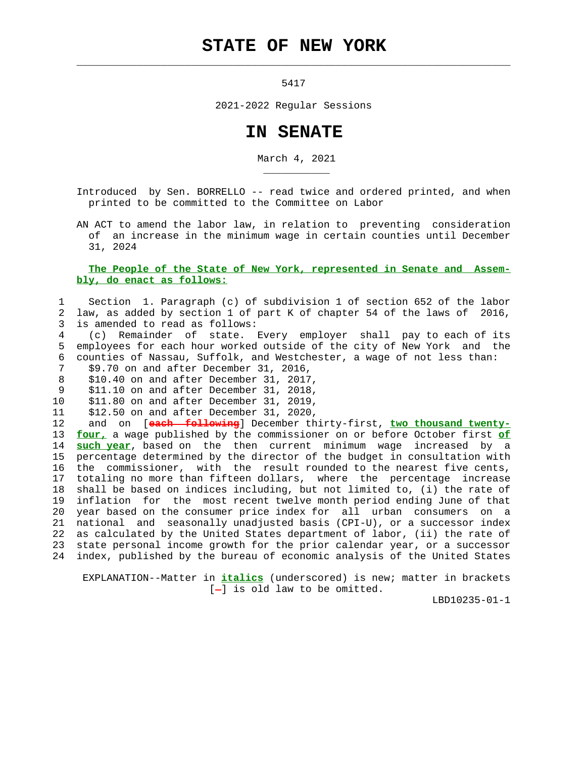# STATE OF NEW YORK

5417

2021-2022 Regular Sessions

# IN SENATE

March 4, 2021

Introduced by Sen. BORRELLO -- read twice and ordered printed, and when printed to be committed to the Committee on Labor

AN ACT to amend the labor law, in relation to preventing consideration of an increase in the minimum wage in certain counties until December 31, 2024

**The People of the State of New York, represented in Senate and Assembly, do enact as follows:**

1 Section 1. Paragraph (c) of subdivision 1 of section 652 of the labor
2 law, as added by section 1 of part K of chapter 54 of the laws of 2016,
3 is amended to read as follows:
4 (c) Remainder of state. Every employer shall pay to each of its
5 employees for each hour worked outside of the city of New York and the
6 counties of Nassau, Suffolk, and Westchester, a wage of not less than:
7 $9.70 on and after December 31, 2016,
8 $10.40 on and after December 31, 2017,
9 $11.10 on and after December 31, 2018,
10 $11.80 on and after December 31, 2019,
11 $12.50 on and after December 31, 2020,
12 and on [each following] December thirty-first, **two thousand twenty-**
13 **four,** a wage published by the commissioner on or before October first **of**
14 **such year**, based on the then current minimum wage increased by a
15 percentage determined by the director of the budget in consultation with
16 the commissioner, with the result rounded to the nearest five cents,
17 totaling no more than fifteen dollars, where the percentage increase
18 shall be based on indices including, but not limited to, (i) the rate of
19 inflation for the most recent twelve month period ending June of that
20 year based on the consumer price index for all urban consumers on a
21 national and seasonally unadjusted basis (CPI-U), or a successor index
22 as calculated by the United States department of labor, (ii) the rate of
23 state personal income growth for the prior calendar year, or a successor
24 index, published by the bureau of economic analysis of the United States

EXPLANATION--Matter in **italics** (underscored) is new; matter in brackets [-] is old law to be omitted.

LBD10235-01-1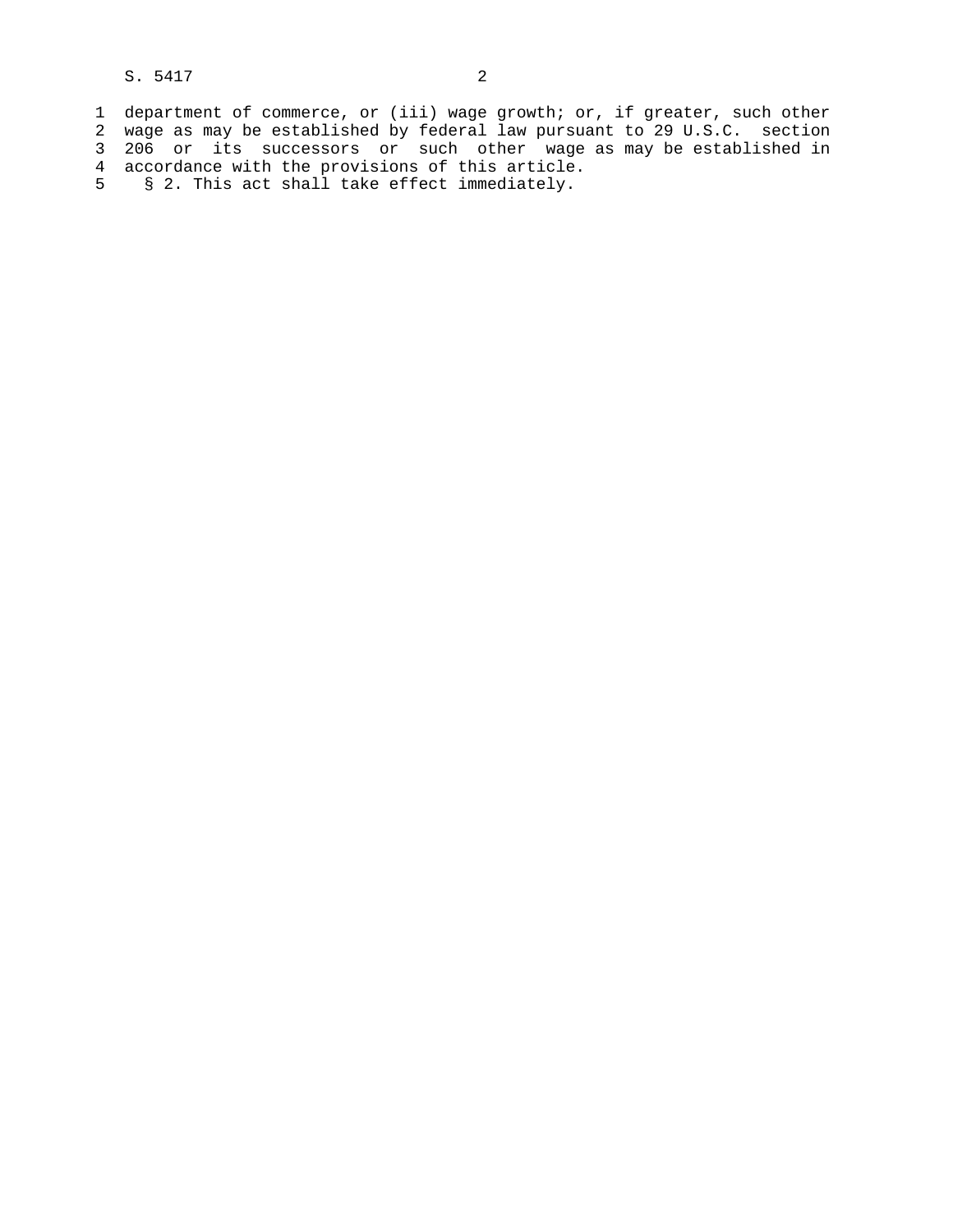department of commerce, or (iii) wage growth; or, if greater, such other wage as may be established by federal law pursuant to 29 U.S.C. section 206 or its successors or such other wage as may be established in accordance with the provisions of this article.

§ 2. This act shall take effect immediately.